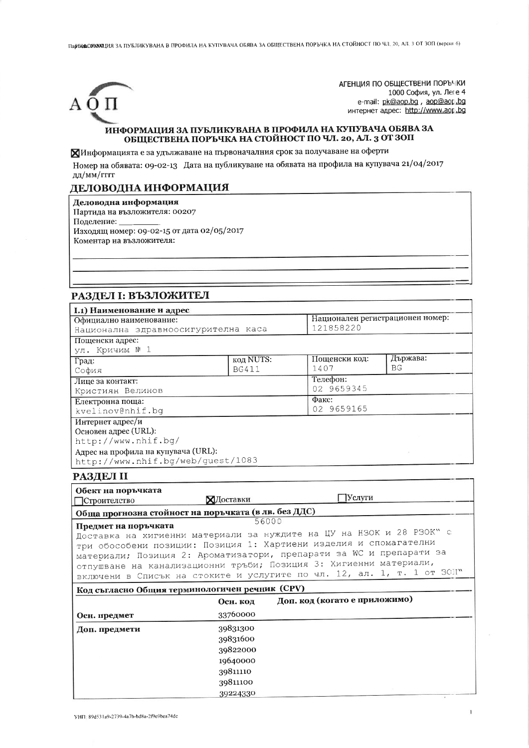АГЕНЦИЯ ПО ОБЩЕСТВЕНИ ПОРЪЧКИ
1000 София, ул. Леге 4
e-mail: pk@aop.bg , aop@aop.bg
интернет адрес: http://www.aop.bg

## ИНФОРМАЦИЯ ЗА ПУБЛИКУВАНА В ПРОФИЛА НА КУПУВАЧА ОБЯВА ЗА ОБЩЕСТВЕНА ПОРЪЧКА НА СТОЙНОСТ ПО ЧЛ. 20, АЛ. 3 ОТ ЗОП

☒ Информацията е за удължаване на първоначалния срок за получаване на оферти

Номер на обявата: 09-02-13 Дата на публикуване на обявата на профила на купувача 21/04/2017
дд/мм/гггг

## ДЕЛОВОДНА ИНФОРМАЦИЯ

**Деловодна информация**
Партида на възложителя: 00207
Поделение: ________
Изходящ номер: 09-02-15 от дата 02/05/2017
Коментар на възложителя:

## РАЗДЕЛ I: ВЪЗЛОЖИТЕЛ

**I.1) Наименование и адрес**

| Официално наименование: Национална здравноосигурителна каса | | Национален регистрационен номер: 121858220 | |
|---|---|---|---|
| Пощенски адрес: ул. Кричим № 1 | | | |
| Град: София | код NUTS: BG411 | Пощенски код: 1407 | Държава: BG |
| Лице за контакт: Кристиян Велинов | | Телефон: 02 9659345 | |
| Електронна поща: kvelinov@nhif.bg | | Факс: 02 9659165 | |

Интернет адрес/и
Основен адрес (URL): http://www.nhif.bg/
Адрес на профила на купувача (URL): http://www.nhif.bg/web/guest/1083

## РАЗДЕЛ II

**Обект на поръчката**
☐ Строителство ☒ Доставки ☐ Услуги

**Обща прогнозна стойност на поръчката (в лв. без ДДС)**
56000

**Предмет на поръчката**
Доставка на хигиенни материали за нуждите на ЦУ на НЗОК и 28 РЗОК" с три обособени позиции: Позиция 1: Хартиени изделия и спомагателни материали; Позиция 2: Ароматизатори, препарати за WC и препарати за отпушване на канализационни тръби; Позиция 3: Хигиенни материали, включени в Списък на стоките и услугите по чл. 12, ал. 1, т. 1 от ЗОП"

**Код съгласно Общия терминологичен речник (CPV)**

| | Осн. код | Доп. код (когато е приложимо) |
|---|---|---|
| Осн. предмет | 33760000 | |
| Доп. предмети | 39831300 | |
| | 39831600 | |
| | 39822000 | |
| | 19640000 | |
| | 39811110 | |
| | 39811100 | |
| | 39224330 | |

УНП: 89d531a9-2739-4a7b-bd8a-2f9e9bea74dc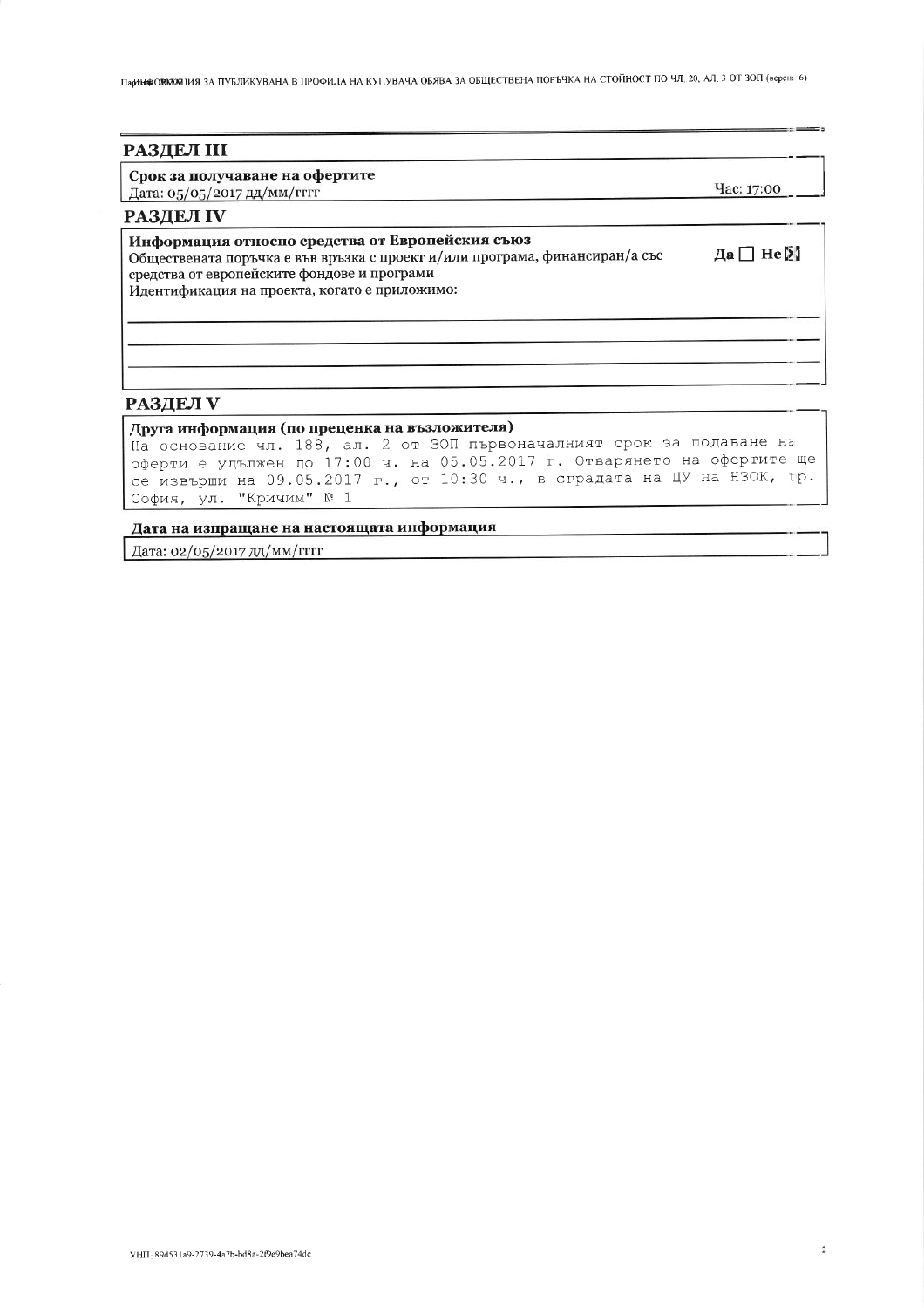## РАЗДЕЛ III

**Срок за получаване на офертите**

Дата: 05/05/2017 дд/мм/гггг

Час: 17:00

## РАЗДЕЛ IV

**Информация относно средства от Европейския съюз**

Обществената поръчка е във връзка с проект и/или програма, финансиран/а със средства от европейските фондове и програми

Да ☐ Не ☒

Идентификация на проекта, когато е приложимо:

## РАЗДЕЛ V

**Друга информация (по преценка на възложителя)**

На основание чл. 188, ал. 2 от ЗОП първоначалният срок за подаване на оферти е удължен до 17:00 ч. на 05.05.2017 г. Отварянето на офертите ще се извърши на 09.05.2017 г., от 10:30 ч., в сградата на ЦУ на НЗОК, гр. София, ул. "Кричим" № 1

**Дата на изпращане на настоящата информация**

Дата: 02/05/2017 дд/мм/гггг

УНП: 89d531a9-2739-4a7b-bd8a-2f9e9bea74dc